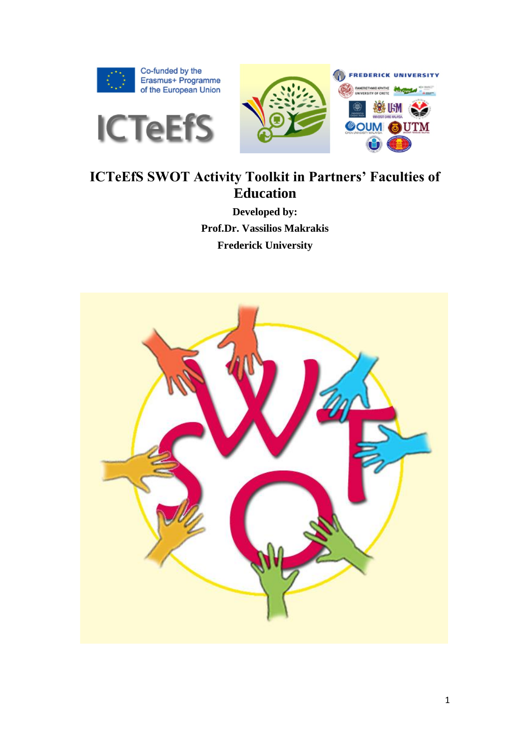Co-funded by the Erasmus+ Programme of the European Union

ICTeEfS

# ICTeEfS SWOT Activity Toolkit in Partners' Faculties of Education

**Developed by:**

**Prof.Dr. Vassilios Makrakis**

**Frederick University**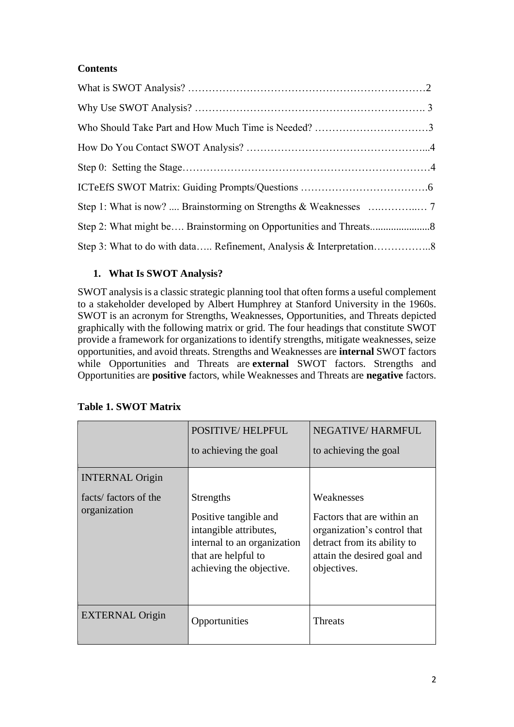**Contents**

What is SWOT Analysis? ……………………………………………………………2

Why Use SWOT Analysis? …………………………………………………………. 3

Who Should Take Part and How Much Time is Needed? ……………………………3

How Do You Contact SWOT Analysis? ……………………………………………...4

Step 0: Setting the Stage………………………………………………………………4

ICTeEfS SWOT Matrix: Guiding Prompts/Questions ……………………………….6

Step 1: What is now? .... Brainstorming on Strengths & Weaknesses ….………..… 7

Step 2: What might be…. Brainstorming on Opportunities and Threats......................8

Step 3: What to do with data….. Refinement, Analysis & Interpretation……………..8

## 1. What Is SWOT Analysis?

SWOT analysis is a classic strategic planning tool that often forms a useful complement to a stakeholder developed by Albert Humphrey at Stanford University in the 1960s. SWOT is an acronym for Strengths, Weaknesses, Opportunities, and Threats depicted graphically with the following matrix or grid. The four headings that constitute SWOT provide a framework for organizations to identify strengths, mitigate weaknesses, seize opportunities, and avoid threats. Strengths and Weaknesses are **internal** SWOT factors while Opportunities and Threats are **external** SWOT factors. Strengths and Opportunities are **positive** factors, while Weaknesses and Threats are **negative** factors.

**Table 1. SWOT Matrix**

| | POSITIVE/ HELPFUL to achieving the goal | NEGATIVE/ HARMFUL to achieving the goal |
|---|---|---|
| INTERNAL Origin facts/ factors of the organization | Strengths<br>Positive tangible and intangible attributes, internal to an organization that are helpful to achieving the objective. | Weaknesses<br>Factors that are within an organization's control that detract from its ability to attain the desired goal and objectives. |
| EXTERNAL Origin | Opportunities | Threats |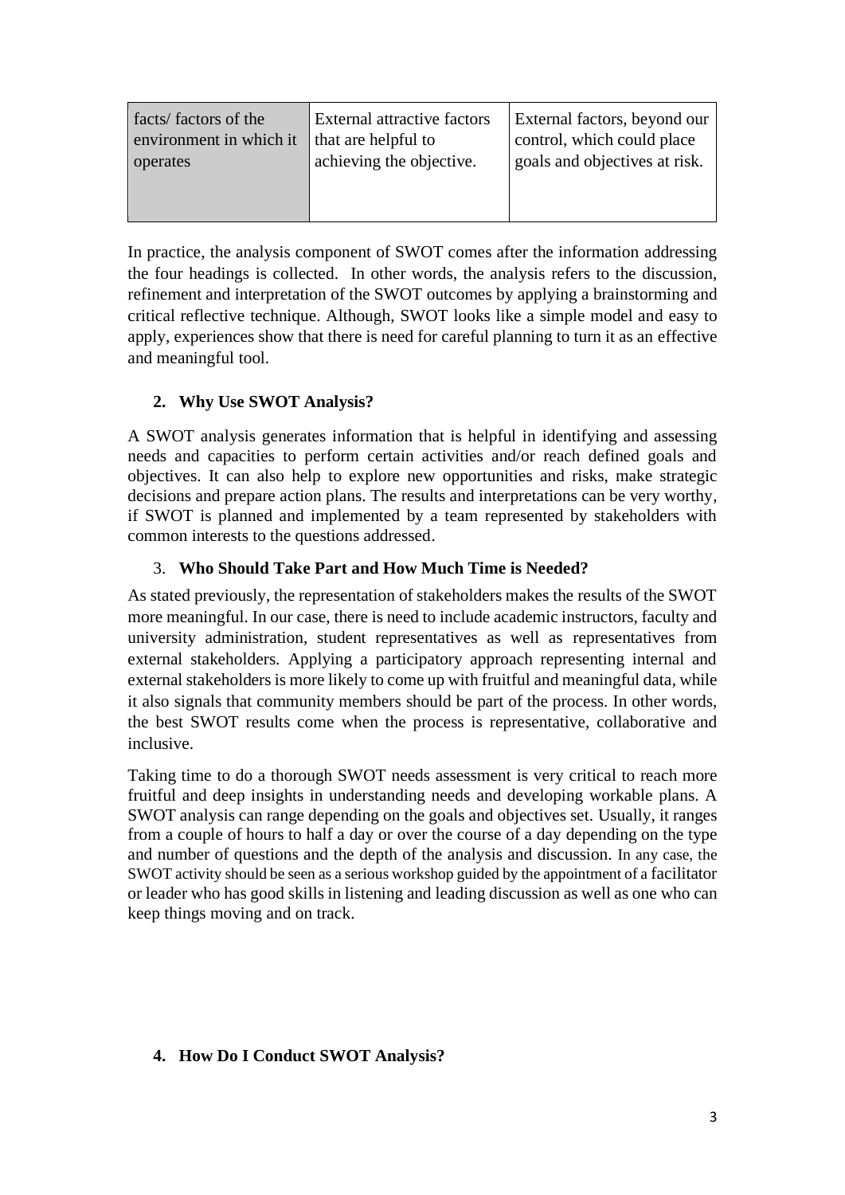| facts/ factors of the environment in which it operates | External attractive factors that are helpful to achieving the objective. | External factors, beyond our control, which could place goals and objectives at risk. |
|---|---|---|

In practice, the analysis component of SWOT comes after the information addressing the four headings is collected. In other words, the analysis refers to the discussion, refinement and interpretation of the SWOT outcomes by applying a brainstorming and critical reflective technique. Although, SWOT looks like a simple model and easy to apply, experiences show that there is need for careful planning to turn it as an effective and meaningful tool.

## 2. Why Use SWOT Analysis?

A SWOT analysis generates information that is helpful in identifying and assessing needs and capacities to perform certain activities and/or reach defined goals and objectives. It can also help to explore new opportunities and risks, make strategic decisions and prepare action plans. The results and interpretations can be very worthy, if SWOT is planned and implemented by a team represented by stakeholders with common interests to the questions addressed.

## 3. Who Should Take Part and How Much Time is Needed?

As stated previously, the representation of stakeholders makes the results of the SWOT more meaningful. In our case, there is need to include academic instructors, faculty and university administration, student representatives as well as representatives from external stakeholders. Applying a participatory approach representing internal and external stakeholders is more likely to come up with fruitful and meaningful data, while it also signals that community members should be part of the process. In other words, the best SWOT results come when the process is representative, collaborative and inclusive.

Taking time to do a thorough SWOT needs assessment is very critical to reach more fruitful and deep insights in understanding needs and developing workable plans. A SWOT analysis can range depending on the goals and objectives set. Usually, it ranges from a couple of hours to half a day or over the course of a day depending on the type and number of questions and the depth of the analysis and discussion. In any case, the SWOT activity should be seen as a serious workshop guided by the appointment of a facilitator or leader who has good skills in listening and leading discussion as well as one who can keep things moving and on track.

## 4. How Do I Conduct SWOT Analysis?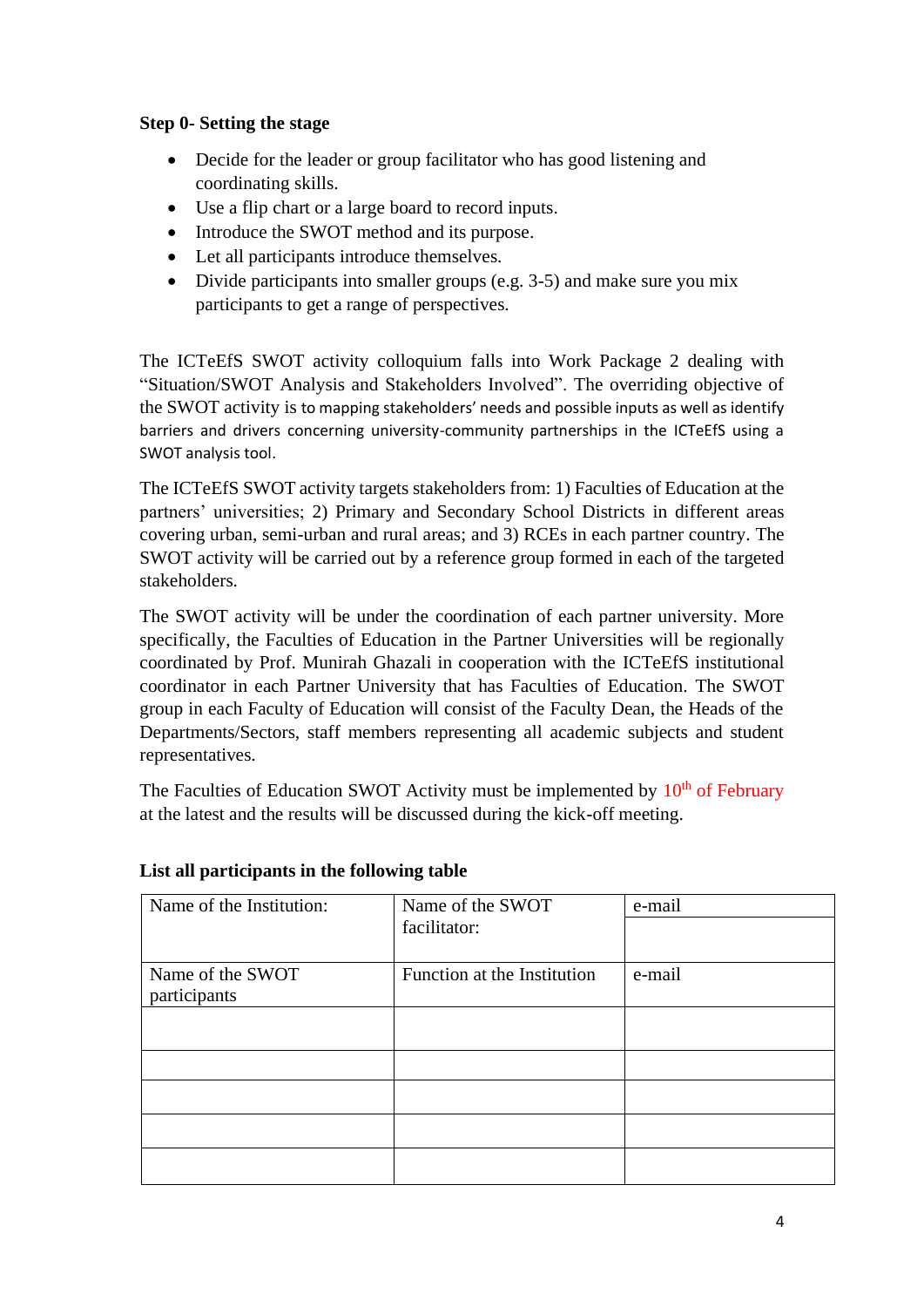**Step 0- Setting the stage**

- Decide for the leader or group facilitator who has good listening and coordinating skills.
- Use a flip chart or a large board to record inputs.
- Introduce the SWOT method and its purpose.
- Let all participants introduce themselves.
- Divide participants into smaller groups (e.g. 3-5) and make sure you mix participants to get a range of perspectives.

The ICTeEfS SWOT activity colloquium falls into Work Package 2 dealing with "Situation/SWOT Analysis and Stakeholders Involved". The overriding objective of the SWOT activity is to mapping stakeholders' needs and possible inputs as well as identify barriers and drivers concerning university-community partnerships in the ICTeEfS using a SWOT analysis tool.

The ICTeEfS SWOT activity targets stakeholders from: 1) Faculties of Education at the partners' universities; 2) Primary and Secondary School Districts in different areas covering urban, semi-urban and rural areas; and 3) RCEs in each partner country. The SWOT activity will be carried out by a reference group formed in each of the targeted stakeholders.

The SWOT activity will be under the coordination of each partner university. More specifically, the Faculties of Education in the Partner Universities will be regionally coordinated by Prof. Munirah Ghazali in cooperation with the ICTeEfS institutional coordinator in each Partner University that has Faculties of Education. The SWOT group in each Faculty of Education will consist of the Faculty Dean, the Heads of the Departments/Sectors, staff members representing all academic subjects and student representatives.

The Faculties of Education SWOT Activity must be implemented by 10th of February at the latest and the results will be discussed during the kick-off meeting.

**List all participants in the following table**

| Name of the Institution: | Name of the SWOT facilitator: | e-mail |
|---|---|---|
| | | |
| Name of the SWOT participants | Function at the Institution | e-mail |
| | | |
| | | |
| | | |
| | | |
| | | |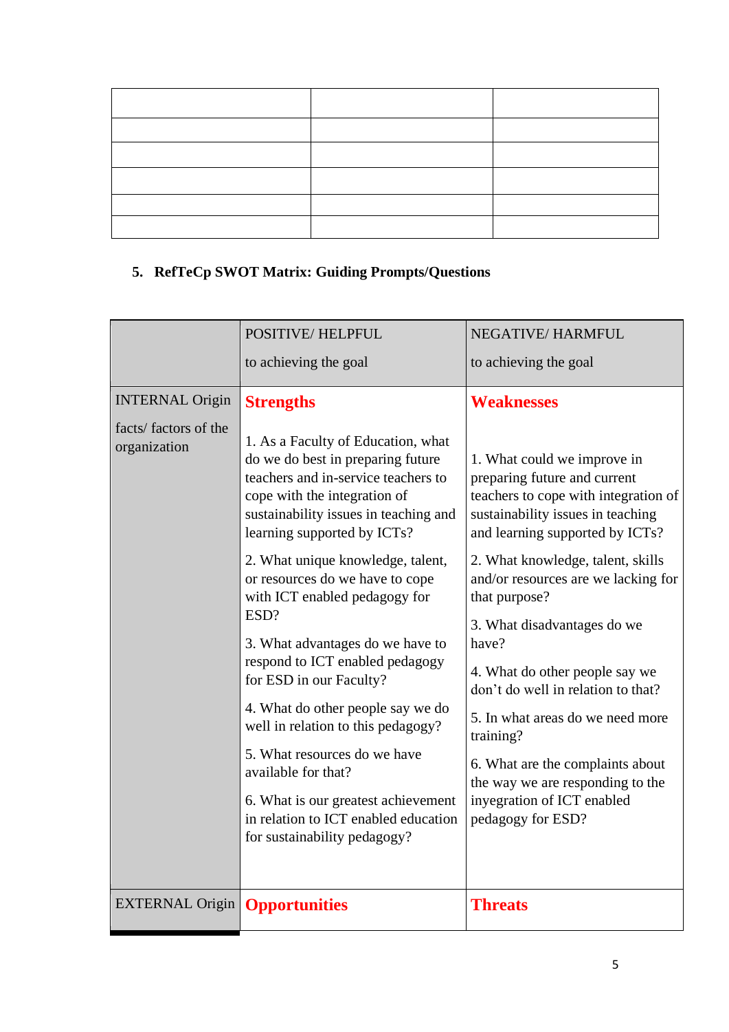| | | |
|---|---|---|
| | | |
| | | |
| | | |
| | | |
| | | |

## 5. RefTeCp SWOT Matrix: Guiding Prompts/Questions

| | POSITIVE/ HELPFUL<br>to achieving the goal | NEGATIVE/ HARMFUL<br>to achieving the goal |
|---|---|---|
| INTERNAL Origin<br>facts/ factors of the organization | **Strengths**<br>1. As a Faculty of Education, what do we do best in preparing future teachers and in-service teachers to cope with the integration of sustainability issues in teaching and learning supported by ICTs?<br>2. What unique knowledge, talent, or resources do we have to cope with ICT enabled pedagogy for ESD?<br>3. What advantages do we have to respond to ICT enabled pedagogy for ESD in our Faculty?<br>4. What do other people say we do well in relation to this pedagogy?<br>5. What resources do we have available for that?<br>6. What is our greatest achievement in relation to ICT enabled education for sustainability pedagogy? | **Weaknesses**<br>1. What could we improve in preparing future and current teachers to cope with integration of sustainability issues in teaching and learning supported by ICTs?<br>2. What knowledge, talent, skills and/or resources are we lacking for that purpose?<br>3. What disadvantages do we have?<br>4. What do other people say we don't do well in relation to that?<br>5. In what areas do we need more training?<br>6. What are the complaints about the way we are responding to the inyegration of ICT enabled pedagogy for ESD? |
| EXTERNAL Origin | **Opportunities** | **Threats** |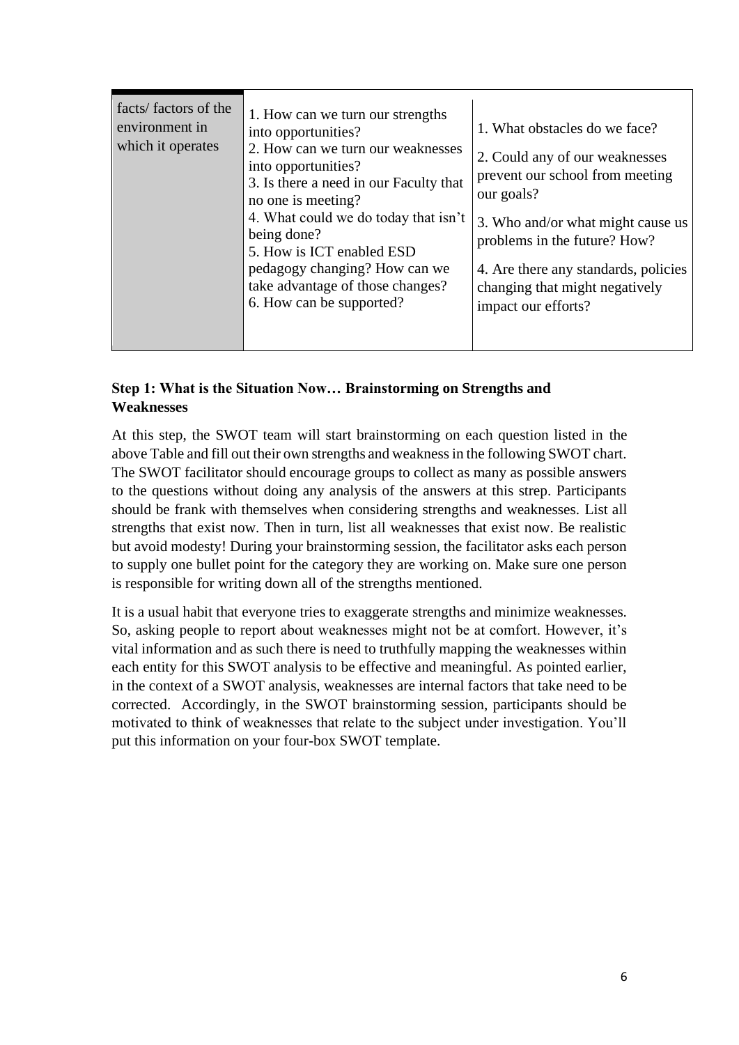| facts/ factors of the environment in which it operates | 1. How can we turn our strengths into opportunities?<br>2. How can we turn our weaknesses into opportunities?<br>3. Is there a need in our Faculty that no one is meeting?<br>4. What could we do today that isn't being done?<br>5. How is ICT enabled ESD pedagogy changing? How can we take advantage of those changes?<br>6. How can be supported? | 1. What obstacles do we face?<br>2. Could any of our weaknesses prevent our school from meeting our goals?<br>3. Who and/or what might cause us problems in the future? How?<br>4. Are there any standards, policies changing that might negatively impact our efforts? |
|---|---|---|

### Step 1: What is the Situation Now… Brainstorming on Strengths and Weaknesses

At this step, the SWOT team will start brainstorming on each question listed in the above Table and fill out their own strengths and weakness in the following SWOT chart. The SWOT facilitator should encourage groups to collect as many as possible answers to the questions without doing any analysis of the answers at this strep. Participants should be frank with themselves when considering strengths and weaknesses. List all strengths that exist now. Then in turn, list all weaknesses that exist now. Be realistic but avoid modesty! During your brainstorming session, the facilitator asks each person to supply one bullet point for the category they are working on. Make sure one person is responsible for writing down all of the strengths mentioned.

It is a usual habit that everyone tries to exaggerate strengths and minimize weaknesses. So, asking people to report about weaknesses might not be at comfort. However, it's vital information and as such there is need to truthfully mapping the weaknesses within each entity for this SWOT analysis to be effective and meaningful. As pointed earlier, in the context of a SWOT analysis, weaknesses are internal factors that take need to be corrected. Accordingly, in the SWOT brainstorming session, participants should be motivated to think of weaknesses that relate to the subject under investigation. You'll put this information on your four-box SWOT template.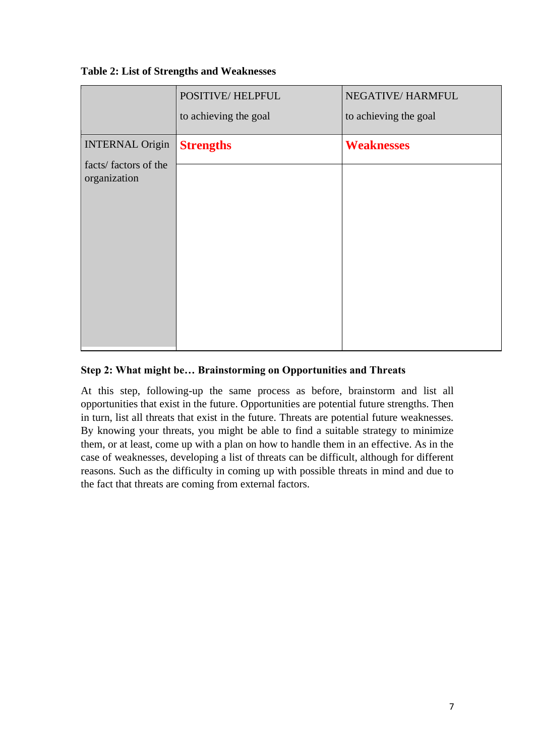**Table 2: List of Strengths and Weaknesses**

| | POSITIVE/ HELPFUL to achieving the goal | NEGATIVE/ HARMFUL to achieving the goal |
|---|---|---|
| INTERNAL Origin facts/ factors of the organization | **Strengths** | **Weaknesses** |
| | | |

**Step 2: What might be… Brainstorming on Opportunities and Threats**

At this step, following-up the same process as before, brainstorm and list all opportunities that exist in the future. Opportunities are potential future strengths. Then in turn, list all threats that exist in the future. Threats are potential future weaknesses. By knowing your threats, you might be able to find a suitable strategy to minimize them, or at least, come up with a plan on how to handle them in an effective. As in the case of weaknesses, developing a list of threats can be difficult, although for different reasons. Such as the difficulty in coming up with possible threats in mind and due to the fact that threats are coming from external factors.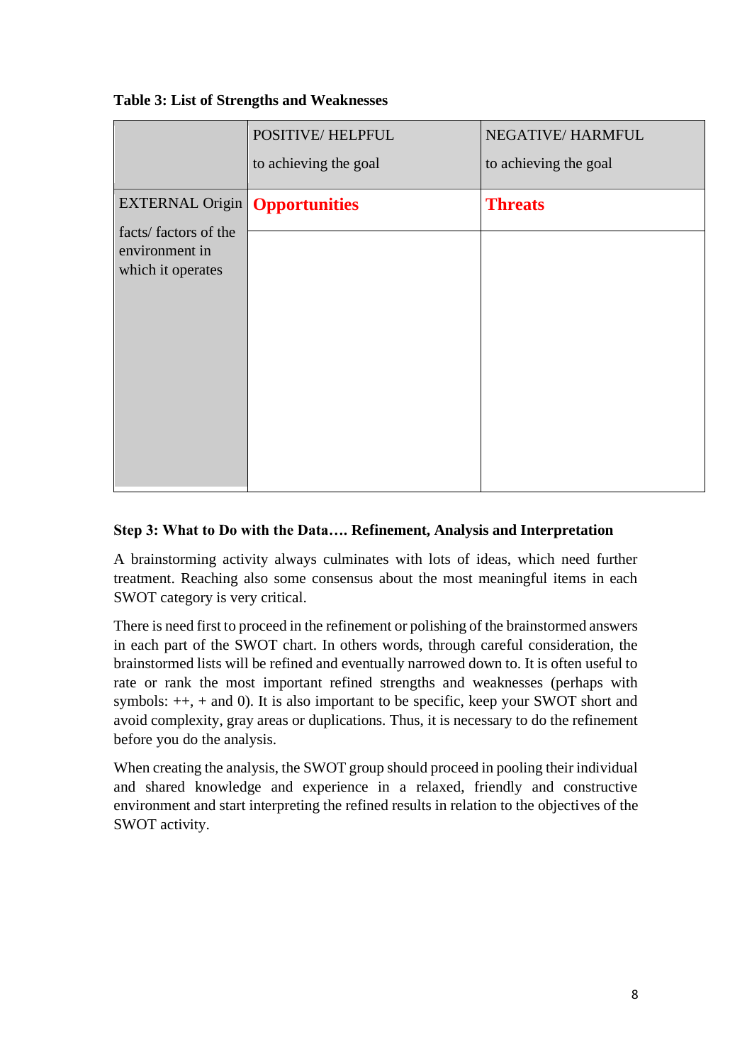**Table 3: List of Strengths and Weaknesses**

| | POSITIVE/ HELPFUL to achieving the goal | NEGATIVE/ HARMFUL to achieving the goal |
|---|---|---|
| EXTERNAL Origin facts/ factors of the environment in which it operates | **Opportunities** | **Threats** |
| | | |

**Step 3: What to Do with the Data…. Refinement, Analysis and Interpretation**

A brainstorming activity always culminates with lots of ideas, which need further treatment. Reaching also some consensus about the most meaningful items in each SWOT category is very critical.

There is need first to proceed in the refinement or polishing of the brainstormed answers in each part of the SWOT chart. In others words, through careful consideration, the brainstormed lists will be refined and eventually narrowed down to. It is often useful to rate or rank the most important refined strengths and weaknesses (perhaps with symbols: ++, + and 0). It is also important to be specific, keep your SWOT short and avoid complexity, gray areas or duplications. Thus, it is necessary to do the refinement before you do the analysis.

When creating the analysis, the SWOT group should proceed in pooling their individual and shared knowledge and experience in a relaxed, friendly and constructive environment and start interpreting the refined results in relation to the objectives of the SWOT activity.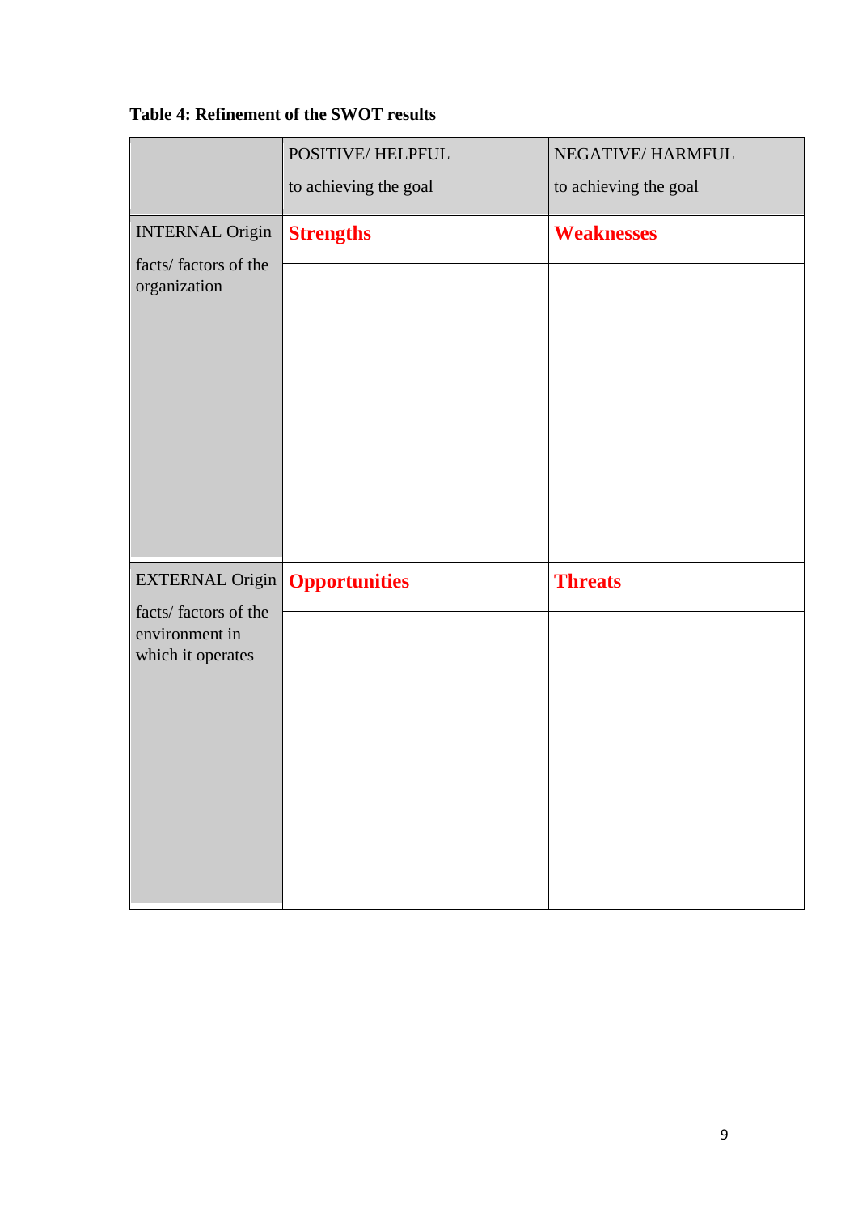**Table 4: Refinement of the SWOT results**

| | POSITIVE/ HELPFUL to achieving the goal | NEGATIVE/ HARMFUL to achieving the goal |
|---|---|---|
| INTERNAL Origin facts/ factors of the organization | **Strengths** | **Weaknesses** |
| | | |
| EXTERNAL Origin facts/ factors of the environment in which it operates | **Opportunities** | **Threats** |
| | | |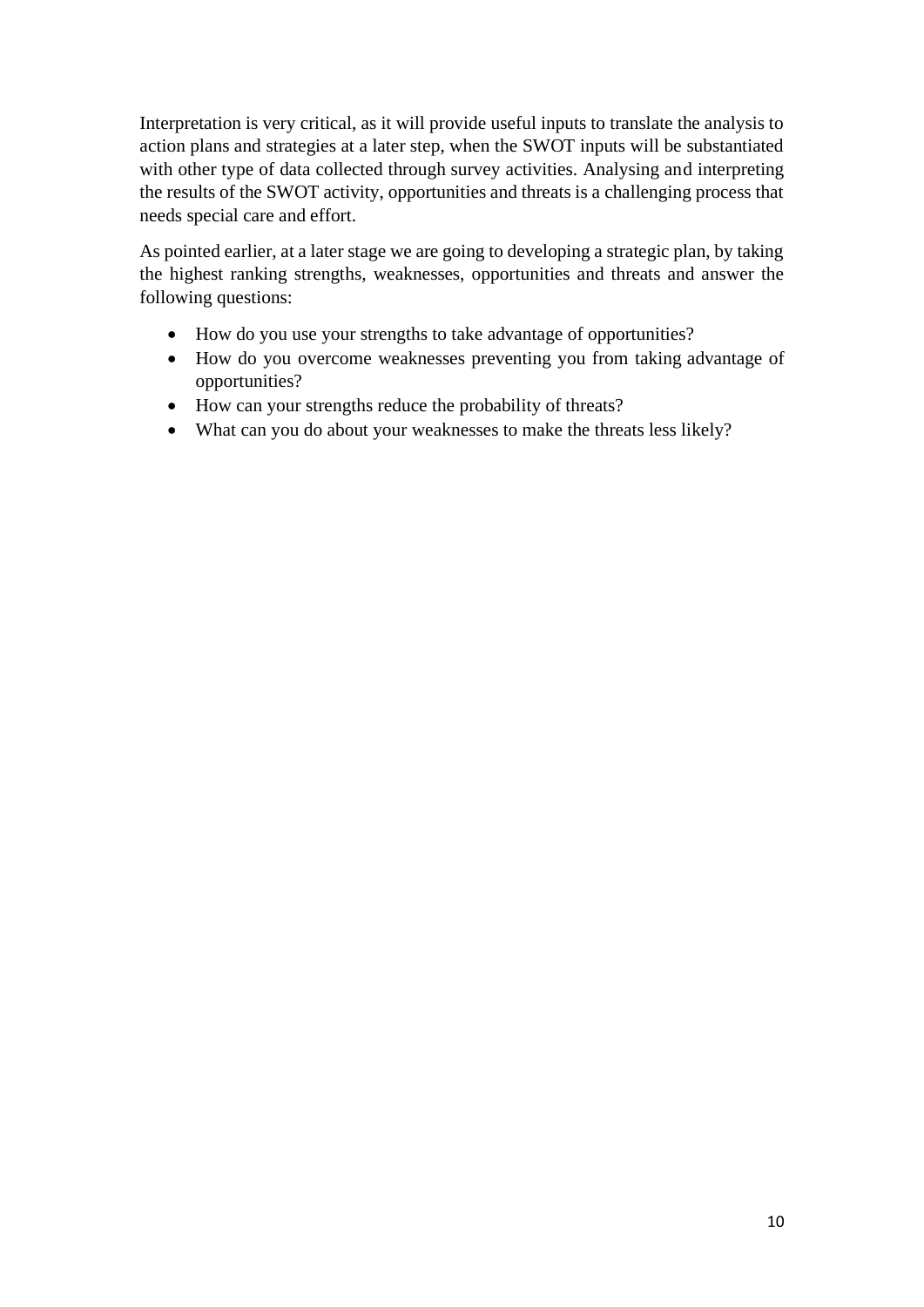Interpretation is very critical, as it will provide useful inputs to translate the analysis to action plans and strategies at a later step, when the SWOT inputs will be substantiated with other type of data collected through survey activities. Analysing and interpreting the results of the SWOT activity, opportunities and threats is a challenging process that needs special care and effort.

As pointed earlier, at a later stage we are going to developing a strategic plan, by taking the highest ranking strengths, weaknesses, opportunities and threats and answer the following questions:

- How do you use your strengths to take advantage of opportunities?
- How do you overcome weaknesses preventing you from taking advantage of opportunities?
- How can your strengths reduce the probability of threats?
- What can you do about your weaknesses to make the threats less likely?